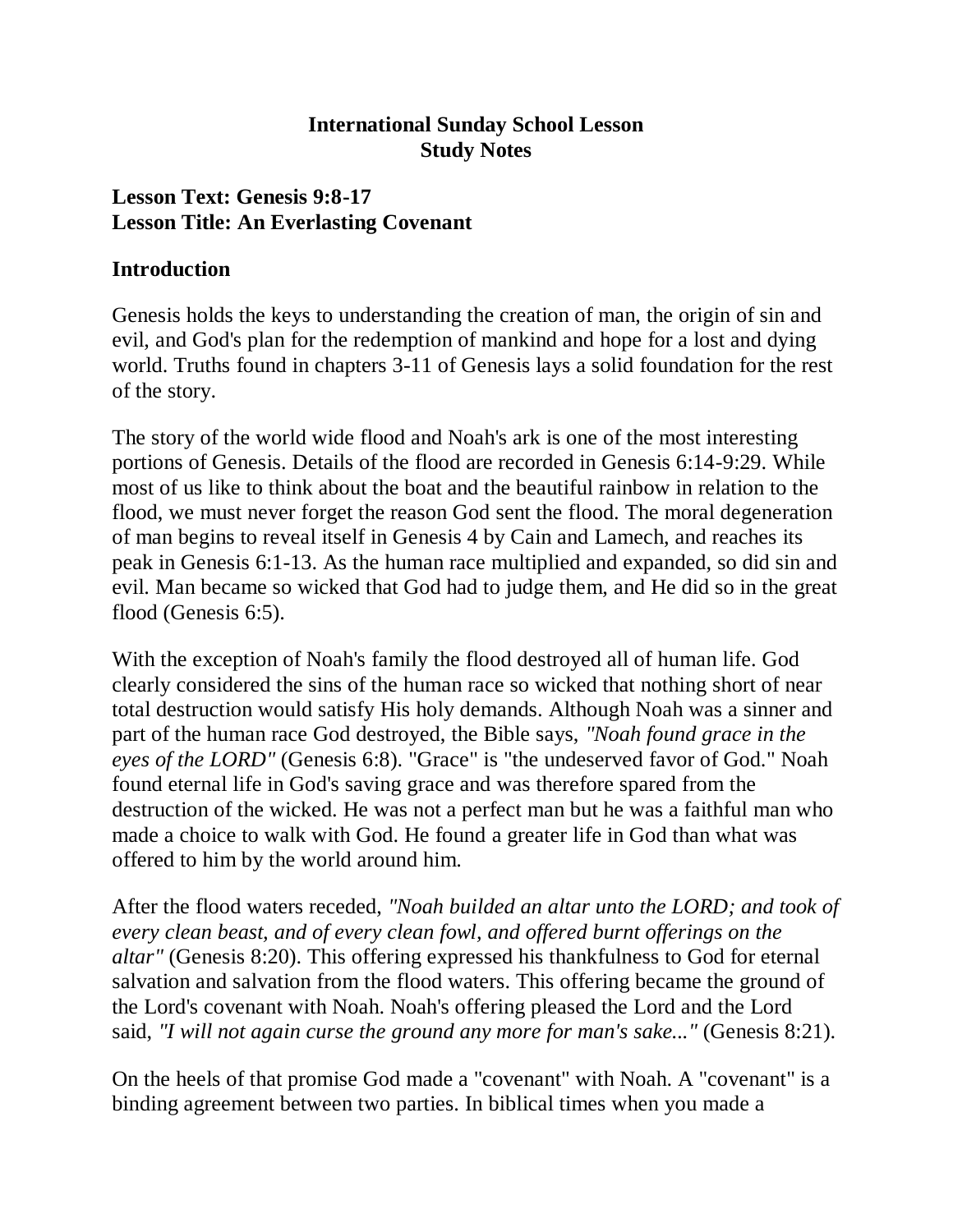# International Sunday School Lesson
## Study Notes

### Lesson Text: Genesis 9:8-17
### Lesson Title: An Everlasting Covenant

### Introduction

Genesis holds the keys to understanding the creation of man, the origin of sin and evil, and God's plan for the redemption of mankind and hope for a lost and dying world. Truths found in chapters 3-11 of Genesis lays a solid foundation for the rest of the story.

The story of the world wide flood and Noah's ark is one of the most interesting portions of Genesis. Details of the flood are recorded in Genesis 6:14-9:29. While most of us like to think about the boat and the beautiful rainbow in relation to the flood, we must never forget the reason God sent the flood. The moral degeneration of man begins to reveal itself in Genesis 4 by Cain and Lamech, and reaches its peak in Genesis 6:1-13. As the human race multiplied and expanded, so did sin and evil. Man became so wicked that God had to judge them, and He did so in the great flood (Genesis 6:5).

With the exception of Noah's family the flood destroyed all of human life. God clearly considered the sins of the human race so wicked that nothing short of near total destruction would satisfy His holy demands. Although Noah was a sinner and part of the human race God destroyed, the Bible says, *"Noah found grace in the eyes of the LORD"* (Genesis 6:8). "Grace" is "the undeserved favor of God." Noah found eternal life in God's saving grace and was therefore spared from the destruction of the wicked. He was not a perfect man but he was a faithful man who made a choice to walk with God. He found a greater life in God than what was offered to him by the world around him.

After the flood waters receded, *"Noah builded an altar unto the LORD; and took of every clean beast, and of every clean fowl, and offered burnt offerings on the altar"* (Genesis 8:20). This offering expressed his thankfulness to God for eternal salvation and salvation from the flood waters. This offering became the ground of the Lord's covenant with Noah. Noah's offering pleased the Lord and the Lord said, *"I will not again curse the ground any more for man's sake..."* (Genesis 8:21).

On the heels of that promise God made a "covenant" with Noah. A "covenant" is a binding agreement between two parties. In biblical times when you made a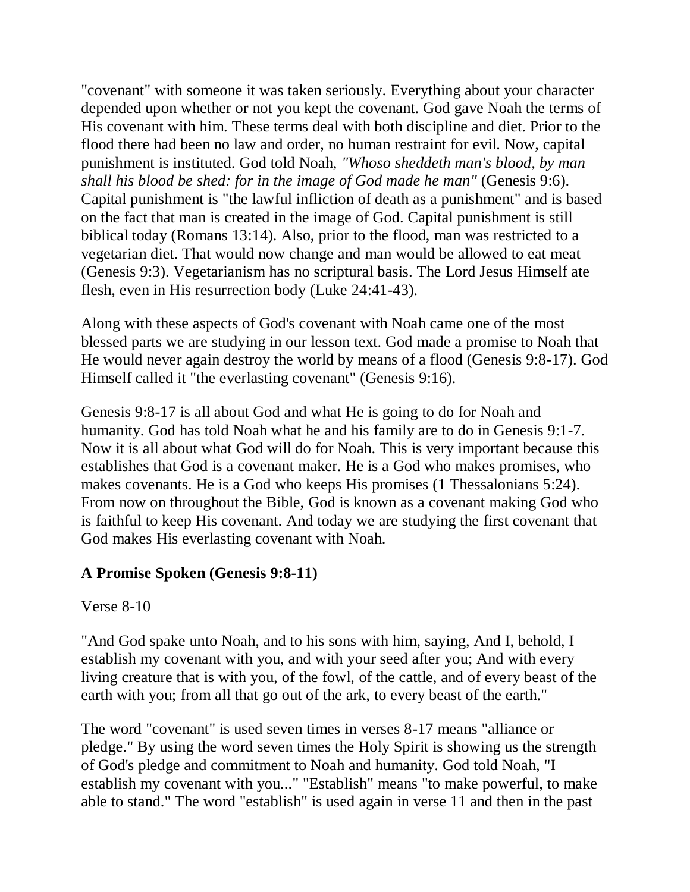"covenant" with someone it was taken seriously. Everything about your character depended upon whether or not you kept the covenant. God gave Noah the terms of His covenant with him. These terms deal with both discipline and diet. Prior to the flood there had been no law and order, no human restraint for evil. Now, capital punishment is instituted. God told Noah, *"Whoso sheddeth man's blood, by man shall his blood be shed: for in the image of God made he man"* (Genesis 9:6). Capital punishment is "the lawful infliction of death as a punishment" and is based on the fact that man is created in the image of God. Capital punishment is still biblical today (Romans 13:14). Also, prior to the flood, man was restricted to a vegetarian diet. That would now change and man would be allowed to eat meat (Genesis 9:3). Vegetarianism has no scriptural basis. The Lord Jesus Himself ate flesh, even in His resurrection body (Luke 24:41-43).

Along with these aspects of God's covenant with Noah came one of the most blessed parts we are studying in our lesson text. God made a promise to Noah that He would never again destroy the world by means of a flood (Genesis 9:8-17). God Himself called it "the everlasting covenant" (Genesis 9:16).

Genesis 9:8-17 is all about God and what He is going to do for Noah and humanity. God has told Noah what he and his family are to do in Genesis 9:1-7. Now it is all about what God will do for Noah. This is very important because this establishes that God is a covenant maker. He is a God who makes promises, who makes covenants. He is a God who keeps His promises (1 Thessalonians 5:24). From now on throughout the Bible, God is known as a covenant making God who is faithful to keep His covenant. And today we are studying the first covenant that God makes His everlasting covenant with Noah.

**A Promise Spoken (Genesis 9:8-11)**

Verse 8-10

"And God spake unto Noah, and to his sons with him, saying, And I, behold, I establish my covenant with you, and with your seed after you; And with every living creature that is with you, of the fowl, of the cattle, and of every beast of the earth with you; from all that go out of the ark, to every beast of the earth."

The word "covenant" is used seven times in verses 8-17 means "alliance or pledge." By using the word seven times the Holy Spirit is showing us the strength of God's pledge and commitment to Noah and humanity. God told Noah, "I establish my covenant with you..." "Establish" means "to make powerful, to make able to stand." The word "establish" is used again in verse 11 and then in the past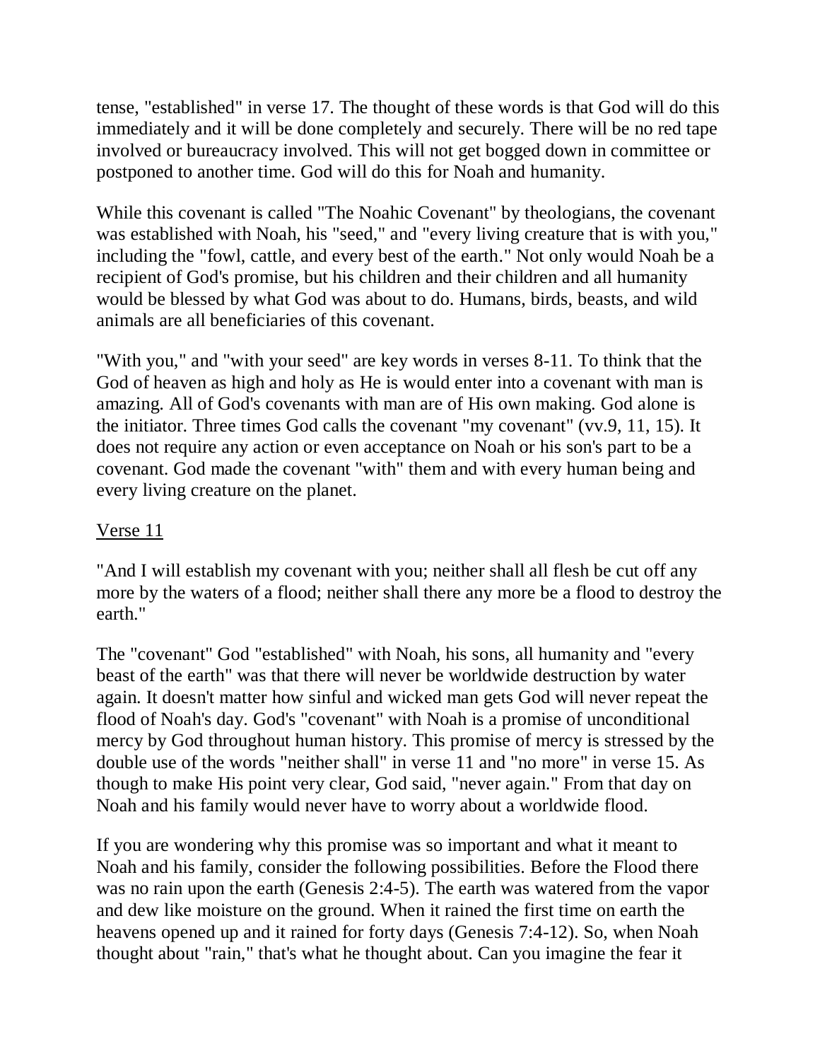tense, "established" in verse 17. The thought of these words is that God will do this immediately and it will be done completely and securely. There will be no red tape involved or bureaucracy involved. This will not get bogged down in committee or postponed to another time. God will do this for Noah and humanity.

While this covenant is called "The Noahic Covenant" by theologians, the covenant was established with Noah, his "seed," and "every living creature that is with you," including the "fowl, cattle, and every best of the earth." Not only would Noah be a recipient of God's promise, but his children and their children and all humanity would be blessed by what God was about to do. Humans, birds, beasts, and wild animals are all beneficiaries of this covenant.

"With you," and "with your seed" are key words in verses 8-11. To think that the God of heaven as high and holy as He is would enter into a covenant with man is amazing. All of God's covenants with man are of His own making. God alone is the initiator. Three times God calls the covenant "my covenant" (vv.9, 11, 15). It does not require any action or even acceptance on Noah or his son's part to be a covenant. God made the covenant "with" them and with every human being and every living creature on the planet.

<u>Verse 11</u>

"And I will establish my covenant with you; neither shall all flesh be cut off any more by the waters of a flood; neither shall there any more be a flood to destroy the earth."

The "covenant" God "established" with Noah, his sons, all humanity and "every beast of the earth" was that there will never be worldwide destruction by water again. It doesn't matter how sinful and wicked man gets God will never repeat the flood of Noah's day. God's "covenant" with Noah is a promise of unconditional mercy by God throughout human history. This promise of mercy is stressed by the double use of the words "neither shall" in verse 11 and "no more" in verse 15. As though to make His point very clear, God said, "never again." From that day on Noah and his family would never have to worry about a worldwide flood.

If you are wondering why this promise was so important and what it meant to Noah and his family, consider the following possibilities. Before the Flood there was no rain upon the earth (Genesis 2:4-5). The earth was watered from the vapor and dew like moisture on the ground. When it rained the first time on earth the heavens opened up and it rained for forty days (Genesis 7:4-12). So, when Noah thought about "rain," that's what he thought about. Can you imagine the fear it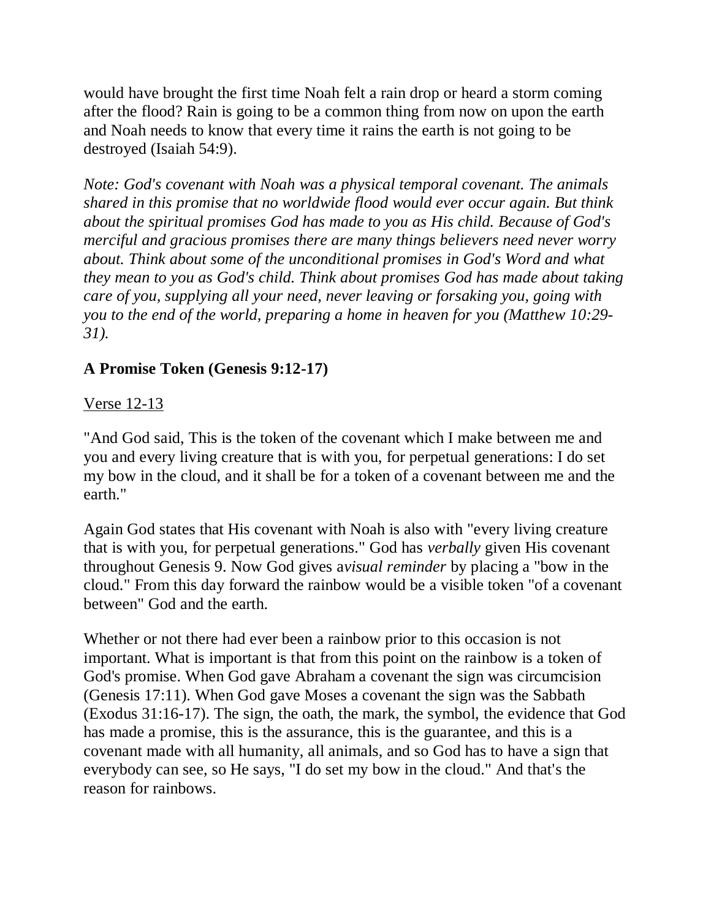would have brought the first time Noah felt a rain drop or heard a storm coming after the flood? Rain is going to be a common thing from now on upon the earth and Noah needs to know that every time it rains the earth is not going to be destroyed (Isaiah 54:9).

*Note: God's covenant with Noah was a physical temporal covenant. The animals shared in this promise that no worldwide flood would ever occur again. But think about the spiritual promises God has made to you as His child. Because of God's merciful and gracious promises there are many things believers need never worry about. Think about some of the unconditional promises in God's Word and what they mean to you as God's child. Think about promises God has made about taking care of you, supplying all your need, never leaving or forsaking you, going with you to the end of the world, preparing a home in heaven for you (Matthew 10:29-31).*

**A Promise Token (Genesis 9:12-17)**

<u>Verse 12-13</u>

"And God said, This is the token of the covenant which I make between me and you and every living creature that is with you, for perpetual generations: I do set my bow in the cloud, and it shall be for a token of a covenant between me and the earth."

Again God states that His covenant with Noah is also with "every living creature that is with you, for perpetual generations." God has *verbally* given His covenant throughout Genesis 9. Now God gives a*visual reminder* by placing a "bow in the cloud." From this day forward the rainbow would be a visible token "of a covenant between" God and the earth.

Whether or not there had ever been a rainbow prior to this occasion is not important. What is important is that from this point on the rainbow is a token of God's promise. When God gave Abraham a covenant the sign was circumcision (Genesis 17:11). When God gave Moses a covenant the sign was the Sabbath (Exodus 31:16-17). The sign, the oath, the mark, the symbol, the evidence that God has made a promise, this is the assurance, this is the guarantee, and this is a covenant made with all humanity, all animals, and so God has to have a sign that everybody can see, so He says, "I do set my bow in the cloud." And that's the reason for rainbows.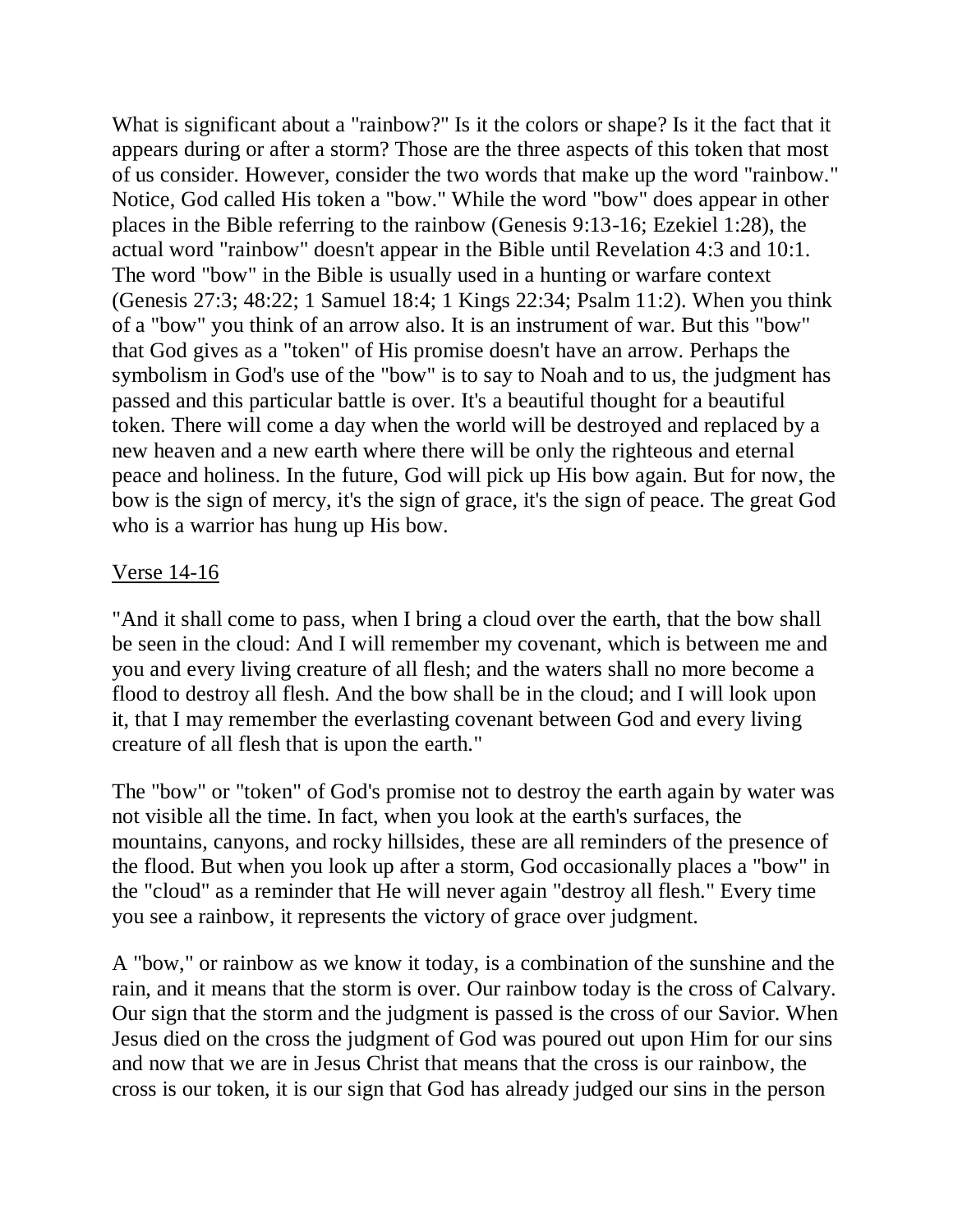What is significant about a "rainbow?" Is it the colors or shape? Is it the fact that it appears during or after a storm? Those are the three aspects of this token that most of us consider. However, consider the two words that make up the word "rainbow." Notice, God called His token a "bow." While the word "bow" does appear in other places in the Bible referring to the rainbow (Genesis 9:13-16; Ezekiel 1:28), the actual word "rainbow" doesn't appear in the Bible until Revelation 4:3 and 10:1. The word "bow" in the Bible is usually used in a hunting or warfare context (Genesis 27:3; 48:22; 1 Samuel 18:4; 1 Kings 22:34; Psalm 11:2). When you think of a "bow" you think of an arrow also. It is an instrument of war. But this "bow" that God gives as a "token" of His promise doesn't have an arrow. Perhaps the symbolism in God's use of the "bow" is to say to Noah and to us, the judgment has passed and this particular battle is over. It's a beautiful thought for a beautiful token. There will come a day when the world will be destroyed and replaced by a new heaven and a new earth where there will be only the righteous and eternal peace and holiness. In the future, God will pick up His bow again. But for now, the bow is the sign of mercy, it's the sign of grace, it's the sign of peace. The great God who is a warrior has hung up His bow.

<u>Verse 14-16</u>

"And it shall come to pass, when I bring a cloud over the earth, that the bow shall be seen in the cloud: And I will remember my covenant, which is between me and you and every living creature of all flesh; and the waters shall no more become a flood to destroy all flesh. And the bow shall be in the cloud; and I will look upon it, that I may remember the everlasting covenant between God and every living creature of all flesh that is upon the earth."

The "bow" or "token" of God's promise not to destroy the earth again by water was not visible all the time. In fact, when you look at the earth's surfaces, the mountains, canyons, and rocky hillsides, these are all reminders of the presence of the flood. But when you look up after a storm, God occasionally places a "bow" in the "cloud" as a reminder that He will never again "destroy all flesh." Every time you see a rainbow, it represents the victory of grace over judgment.

A "bow," or rainbow as we know it today, is a combination of the sunshine and the rain, and it means that the storm is over. Our rainbow today is the cross of Calvary. Our sign that the storm and the judgment is passed is the cross of our Savior. When Jesus died on the cross the judgment of God was poured out upon Him for our sins and now that we are in Jesus Christ that means that the cross is our rainbow, the cross is our token, it is our sign that God has already judged our sins in the person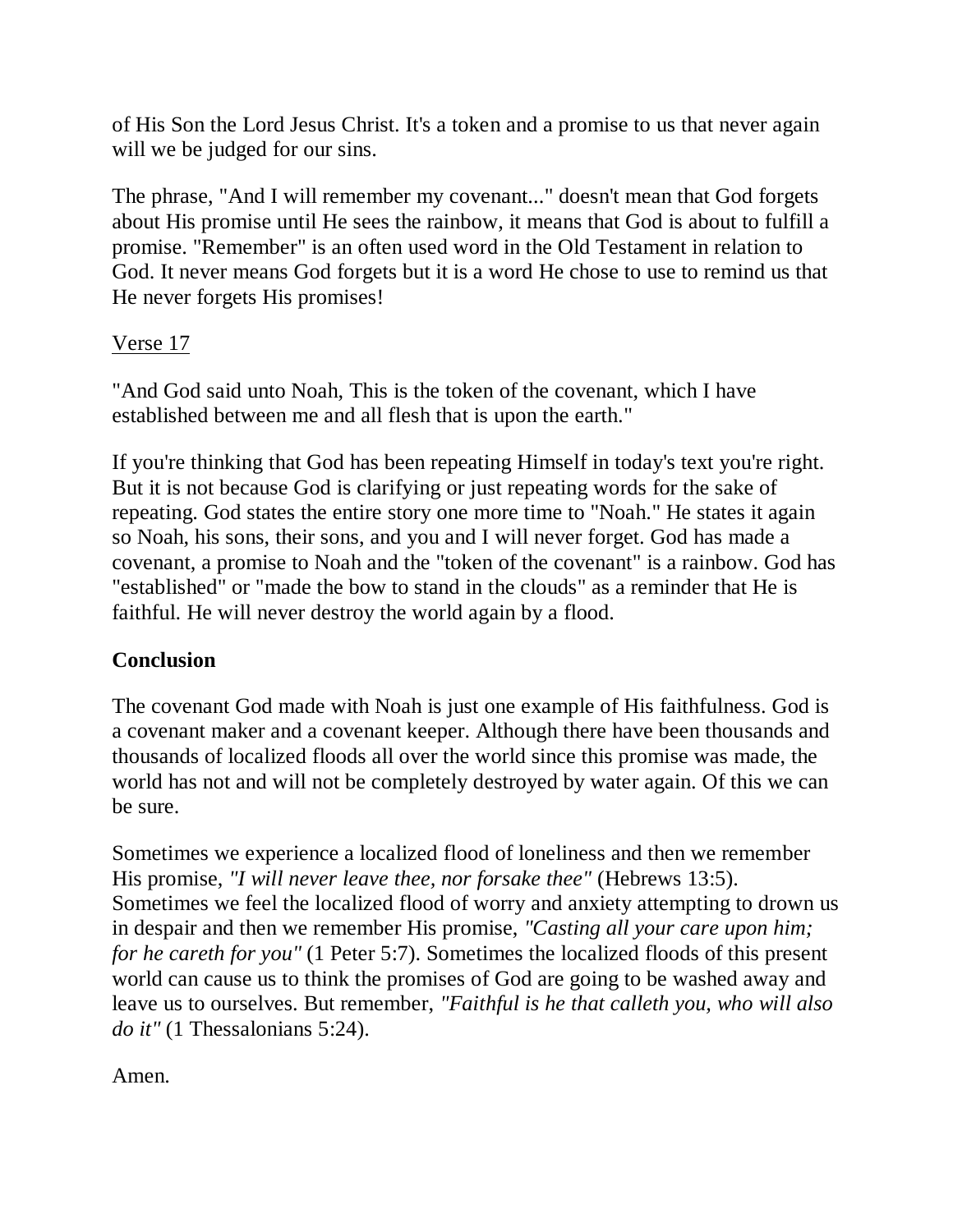of His Son the Lord Jesus Christ. It's a token and a promise to us that never again will we be judged for our sins.

The phrase, "And I will remember my covenant..." doesn't mean that God forgets about His promise until He sees the rainbow, it means that God is about to fulfill a promise. "Remember" is an often used word in the Old Testament in relation to God. It never means God forgets but it is a word He chose to use to remind us that He never forgets His promises!

<u>Verse 17</u>

"And God said unto Noah, This is the token of the covenant, which I have established between me and all flesh that is upon the earth."

If you're thinking that God has been repeating Himself in today's text you're right. But it is not because God is clarifying or just repeating words for the sake of repeating. God states the entire story one more time to "Noah." He states it again so Noah, his sons, their sons, and you and I will never forget. God has made a covenant, a promise to Noah and the "token of the covenant" is a rainbow. God has "established" or "made the bow to stand in the clouds" as a reminder that He is faithful. He will never destroy the world again by a flood.

**Conclusion**

The covenant God made with Noah is just one example of His faithfulness. God is a covenant maker and a covenant keeper. Although there have been thousands and thousands of localized floods all over the world since this promise was made, the world has not and will not be completely destroyed by water again. Of this we can be sure.

Sometimes we experience a localized flood of loneliness and then we remember His promise, *"I will never leave thee, nor forsake thee"* (Hebrews 13:5). Sometimes we feel the localized flood of worry and anxiety attempting to drown us in despair and then we remember His promise, *"Casting all your care upon him; for he careth for you"* (1 Peter 5:7). Sometimes the localized floods of this present world can cause us to think the promises of God are going to be washed away and leave us to ourselves. But remember, *"Faithful is he that calleth you, who will also do it"* (1 Thessalonians 5:24).

Amen.